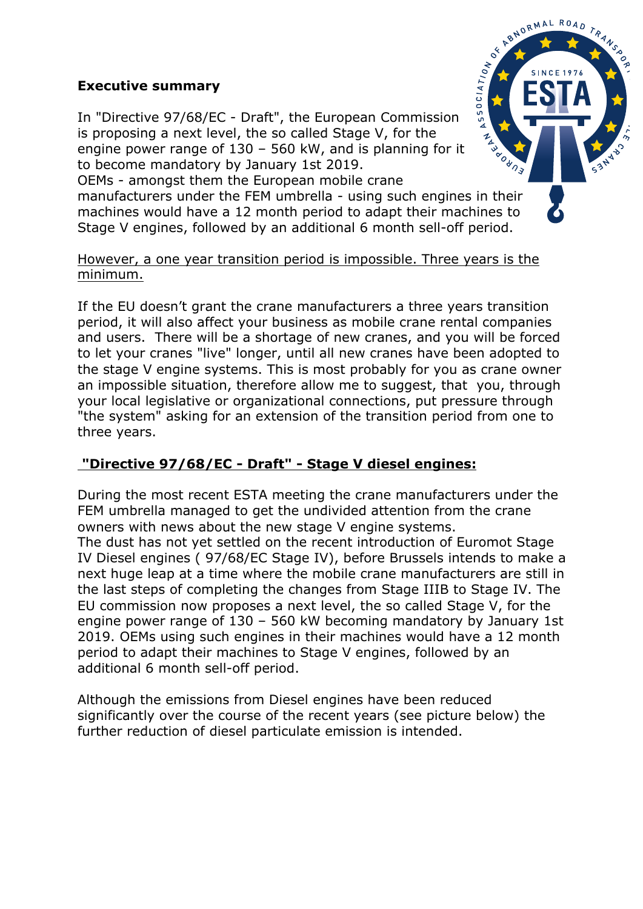**Executive summary**

In "Directive 97/68/EC - Draft", the European Commission is proposing a next level, the so called Stage V, for the engine power range of 130 – 560 kW, and is planning for it to become mandatory by January 1st 2019.
OEMs - amongst them the European mobile crane manufacturers under the FEM umbrella - using such engines in their machines would have a 12 month period to adapt their machines to Stage V engines, followed by an additional 6 month sell-off period.

<u>However, a one year transition period is impossible. Three years is the minimum.</u>

If the EU doesn't grant the crane manufacturers a three years transition period, it will also affect your business as mobile crane rental companies and users. There will be a shortage of new cranes, and you will be forced to let your cranes "live" longer, until all new cranes have been adopted to the stage V engine systems. This is most probably for you as crane owner an impossible situation, therefore allow me to suggest, that you, through your local legislative or organizational connections, put pressure through "the system" asking for an extension of the transition period from one to three years.

**<u>"Directive 97/68/EC - Draft" - Stage V diesel engines:</u>**

During the most recent ESTA meeting the crane manufacturers under the FEM umbrella managed to get the undivided attention from the crane owners with news about the new stage V engine systems.
The dust has not yet settled on the recent introduction of Euromot Stage IV Diesel engines ( 97/68/EC Stage IV), before Brussels intends to make a next huge leap at a time where the mobile crane manufacturers are still in the last steps of completing the changes from Stage IIIB to Stage IV. The EU commission now proposes a next level, the so called Stage V, for the engine power range of 130 – 560 kW becoming mandatory by January 1st 2019. OEMs using such engines in their machines would have a 12 month period to adapt their machines to Stage V engines, followed by an additional 6 month sell-off period.

Although the emissions from Diesel engines have been reduced significantly over the course of the recent years (see picture below) the further reduction of diesel particulate emission is intended.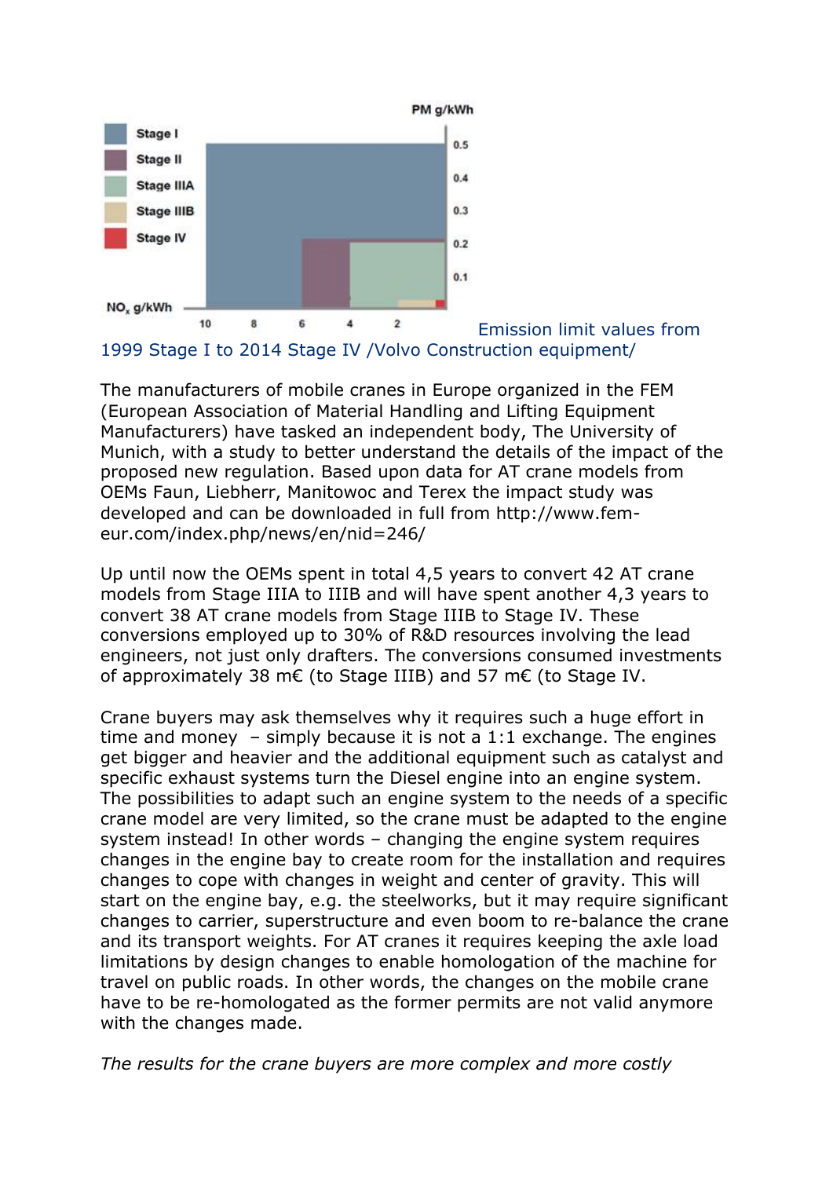Emission limit values from 1999 Stage I to 2014 Stage IV /Volvo Construction equipment/

The manufacturers of mobile cranes in Europe organized in the FEM (European Association of Material Handling and Lifting Equipment Manufacturers) have tasked an independent body, The University of Munich, with a study to better understand the details of the impact of the proposed new regulation. Based upon data for AT crane models from OEMs Faun, Liebherr, Manitowoc and Terex the impact study was developed and can be downloaded in full from http://www.fem-eur.com/index.php/news/en/nid=246/

Up until now the OEMs spent in total 4,5 years to convert 42 AT crane models from Stage IIIA to IIIB and will have spent another 4,3 years to convert 38 AT crane models from Stage IIIB to Stage IV. These conversions employed up to 30% of R&D resources involving the lead engineers, not just only drafters. The conversions consumed investments of approximately 38 m€ (to Stage IIIB) and 57 m€ (to Stage IV.

Crane buyers may ask themselves why it requires such a huge effort in time and money – simply because it is not a 1:1 exchange. The engines get bigger and heavier and the additional equipment such as catalyst and specific exhaust systems turn the Diesel engine into an engine system. The possibilities to adapt such an engine system to the needs of a specific crane model are very limited, so the crane must be adapted to the engine system instead! In other words – changing the engine system requires changes in the engine bay to create room for the installation and requires changes to cope with changes in weight and center of gravity. This will start on the engine bay, e.g. the steelworks, but it may require significant changes to carrier, superstructure and even boom to re-balance the crane and its transport weights. For AT cranes it requires keeping the axle load limitations by design changes to enable homologation of the machine for travel on public roads. In other words, the changes on the mobile crane have to be re-homologated as the former permits are not valid anymore with the changes made.

*The results for the crane buyers are more complex and more costly*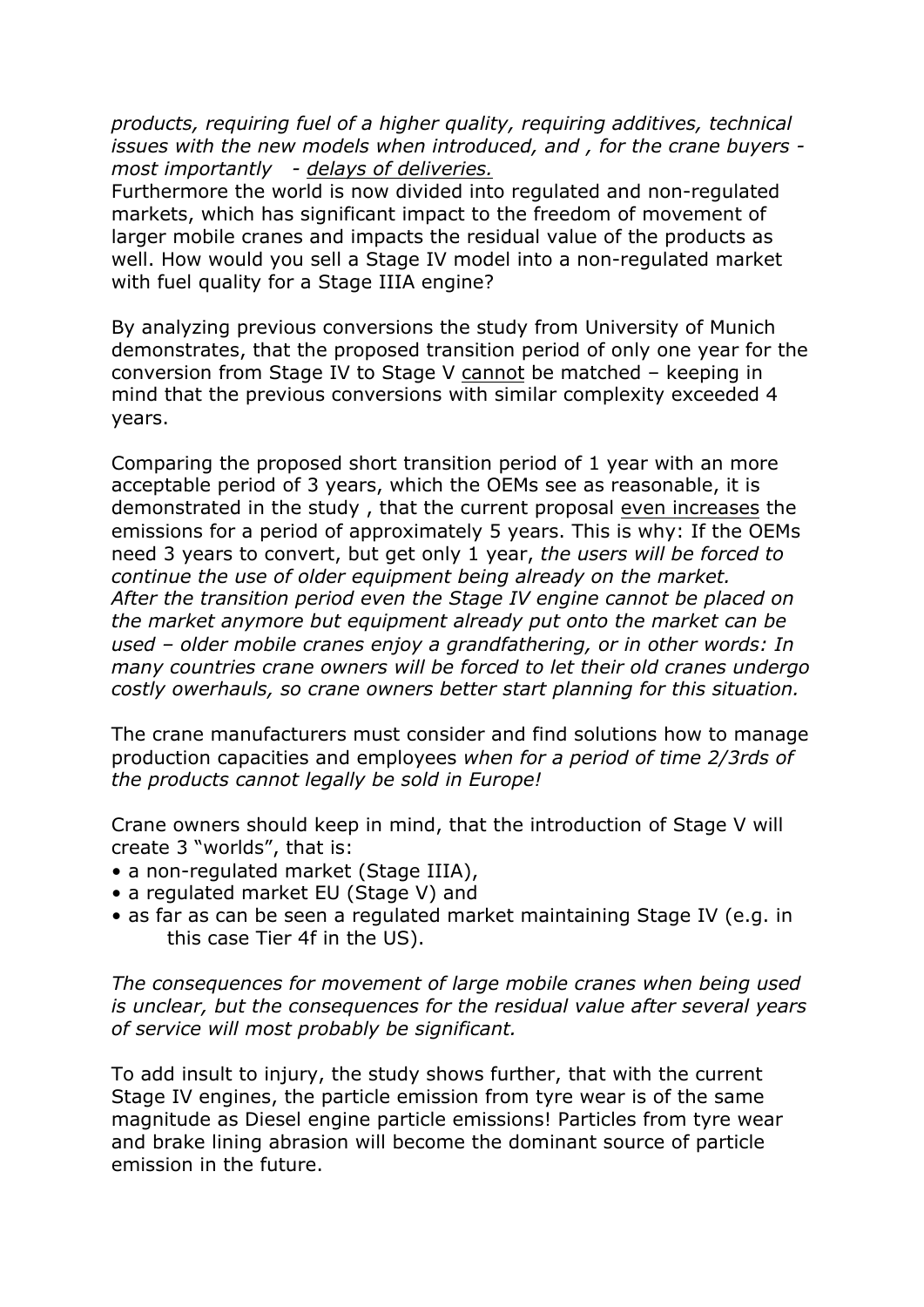*products, requiring fuel of a higher quality, requiring additives, technical issues with the new models when introduced, and , for the crane buyers - most importantly - delays of deliveries.*
Furthermore the world is now divided into regulated and non-regulated markets, which has significant impact to the freedom of movement of larger mobile cranes and impacts the residual value of the products as well. How would you sell a Stage IV model into a non-regulated market with fuel quality for a Stage IIIA engine?

By analyzing previous conversions the study from University of Munich demonstrates, that the proposed transition period of only one year for the conversion from Stage IV to Stage V cannot be matched – keeping in mind that the previous conversions with similar complexity exceeded 4 years.

Comparing the proposed short transition period of 1 year with an more acceptable period of 3 years, which the OEMs see as reasonable, it is demonstrated in the study , that the current proposal even increases the emissions for a period of approximately 5 years. This is why: If the OEMs need 3 years to convert, but get only 1 year, *the users will be forced to continue the use of older equipment being already on the market. After the transition period even the Stage IV engine cannot be placed on the market anymore but equipment already put onto the market can be used – older mobile cranes enjoy a grandfathering, or in other words: In many countries crane owners will be forced to let their old cranes undergo costly owerhauls, so crane owners better start planning for this situation.*

The crane manufacturers must consider and find solutions how to manage production capacities and employees *when for a period of time 2/3rds of the products cannot legally be sold in Europe!*

Crane owners should keep in mind, that the introduction of Stage V will create 3 "worlds", that is:

- a non-regulated market (Stage IIIA),
- a regulated market EU (Stage V) and
- as far as can be seen a regulated market maintaining Stage IV (e.g. in this case Tier 4f in the US).

*The consequences for movement of large mobile cranes when being used is unclear, but the consequences for the residual value after several years of service will most probably be significant.*

To add insult to injury, the study shows further, that with the current Stage IV engines, the particle emission from tyre wear is of the same magnitude as Diesel engine particle emissions! Particles from tyre wear and brake lining abrasion will become the dominant source of particle emission in the future.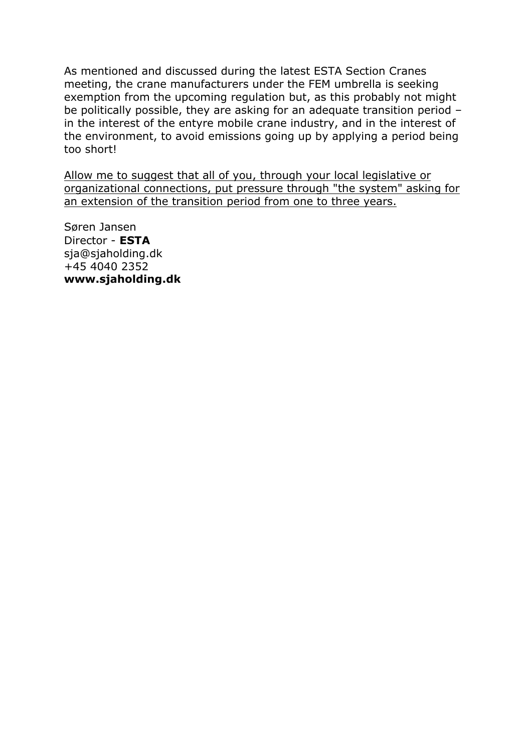As mentioned and discussed during the latest ESTA Section Cranes meeting, the crane manufacturers under the FEM umbrella is seeking exemption from the upcoming regulation but, as this probably not might be politically possible, they are asking for an adequate transition period – in the interest of the entyre mobile crane industry, and in the interest of the environment, to avoid emissions going up by applying a period being too short!

<u>Allow me to suggest that all of you, through your local legislative or organizational connections, put pressure through "the system" asking for an extension of the transition period from one to three years.</u>

Søren Jansen
Director - **ESTA**
sja@sjaholding.dk
+45 4040 2352
**www.sjaholding.dk**